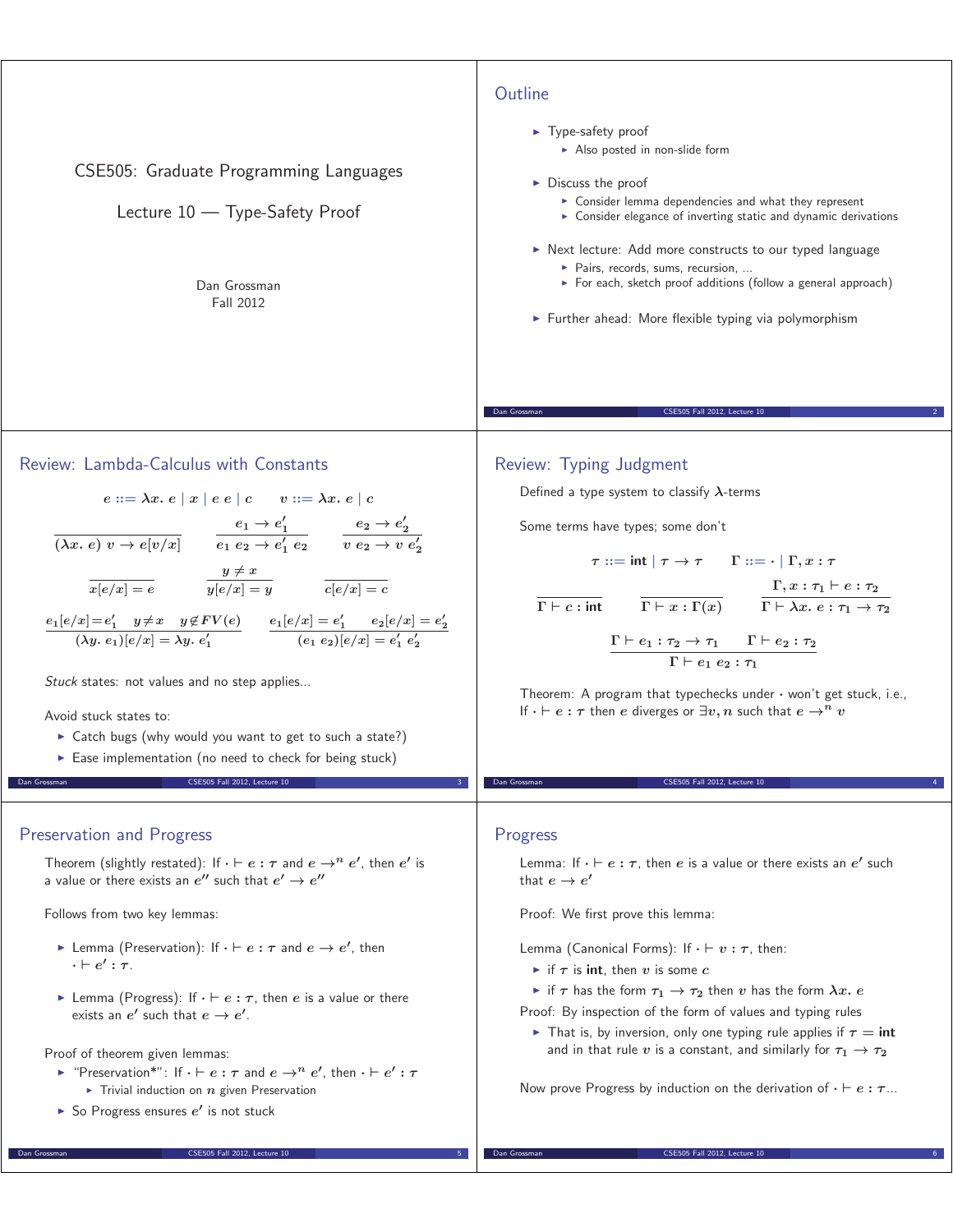# CSE505: Graduate Programming Languages

## Lecture 10 — Type-Safety Proof

Dan Grossman
Fall 2012

## Outline

- Type-safety proof
  - Also posted in non-slide form
- Discuss the proof
  - Consider lemma dependencies and what they represent
  - Consider elegance of inverting static and dynamic derivations
- Next lecture: Add more constructs to our typed language
  - Pairs, records, sums, recursion, ...
  - For each, sketch proof additions (follow a general approach)
- Further ahead: More flexible typing via polymorphism

## Review: Lambda-Calculus with Constants

$$e ::= \lambda x.\ e \mid x \mid e\ e \mid c \qquad v ::= \lambda x.\ e \mid c$$

$$\frac{}{(\lambda x.\ e)\ v \to e[v/x]} \qquad \frac{e_1 \to e_1'}{e_1\ e_2 \to e_1'\ e_2} \qquad \frac{e_2 \to e_2'}{v\ e_2 \to v\ e_2'}$$

$$\frac{}{x[e/x] = e} \qquad \frac{y \neq x}{y[e/x] = y} \qquad \frac{}{c[e/x] = c}$$

$$\frac{e_1[e/x] = e_1' \quad y \neq x \quad y \notin FV(e)}{(\lambda y.\ e_1)[e/x] = \lambda y.\ e_1'} \qquad \frac{e_1[e/x] = e_1' \quad e_2[e/x] = e_2'}{(e_1\ e_2)[e/x] = e_1'\ e_2'}$$

*Stuck* states: not values and no step applies...

Avoid stuck states to:

- Catch bugs (why would you want to get to such a state?)
- Ease implementation (no need to check for being stuck)

## Review: Typing Judgment

Defined a type system to classify $\lambda$-terms

Some terms have types; some don't

$$\tau ::= \textbf{int} \mid \tau \to \tau \qquad \Gamma ::= \cdot \mid \Gamma, x : \tau$$

$$\frac{}{\Gamma \vdash c : \textbf{int}} \qquad \frac{}{\Gamma \vdash x : \Gamma(x)} \qquad \frac{\Gamma, x : \tau_1 \vdash e : \tau_2}{\Gamma \vdash \lambda x.\ e : \tau_1 \to \tau_2}$$

$$\frac{\Gamma \vdash e_1 : \tau_2 \to \tau_1 \qquad \Gamma \vdash e_2 : \tau_2}{\Gamma \vdash e_1\ e_2 : \tau_1}$$

Theorem: A program that typechecks under $\cdot$ won't get stuck, i.e., If $\cdot \vdash e : \tau$ then $e$ diverges or $\exists v, n$ such that $e \to^n v$

## Preservation and Progress

Theorem (slightly restated): If $\cdot \vdash e : \tau$ and $e \to^n e'$, then $e'$ is a value or there exists an $e''$ such that $e' \to e''$

Follows from two key lemmas:

- Lemma (Preservation): If $\cdot \vdash e : \tau$ and $e \to e'$, then $\cdot \vdash e' : \tau$.
- Lemma (Progress): If $\cdot \vdash e : \tau$, then $e$ is a value or there exists an $e'$ such that $e \to e'$.

Proof of theorem given lemmas:

- "Preservation*": If $\cdot \vdash e : \tau$ and $e \to^n e'$, then $\cdot \vdash e' : \tau$
  - Trivial induction on $n$ given Preservation
- So Progress ensures $e'$ is not stuck

## Progress

Lemma: If $\cdot \vdash e : \tau$, then $e$ is a value or there exists an $e'$ such that $e \to e'$

Proof: We first prove this lemma:

Lemma (Canonical Forms): If $\cdot \vdash v : \tau$, then:

- if $\tau$ is **int**, then $v$ is some $c$
- if $\tau$ has the form $\tau_1 \to \tau_2$ then $v$ has the form $\lambda x.\ e$

Proof: By inspection of the form of values and typing rules

- That is, by inversion, only one typing rule applies if $\tau = \textbf{int}$ and in that rule $v$ is a constant, and similarly for $\tau_1 \to \tau_2$

Now prove Progress by induction on the derivation of $\cdot \vdash e : \tau$...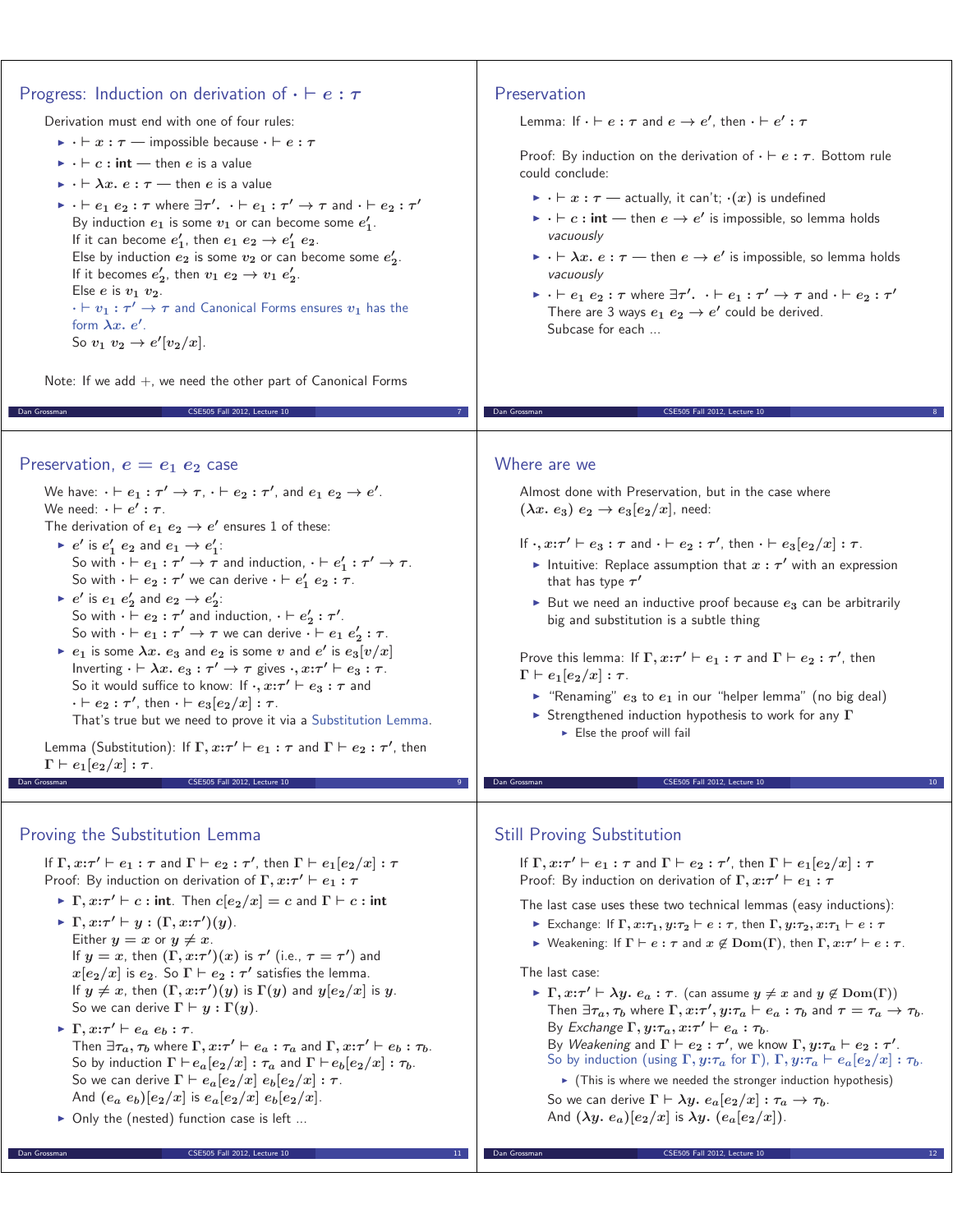## Progress: Induction on derivation of $\cdot \vdash e : \tau$

Derivation must end with one of four rules:

- $\cdot \vdash x : \tau$ — impossible because $\cdot \vdash e : \tau$
- $\cdot \vdash c : \mathbf{int}$ — then $e$ is a value
- $\cdot \vdash \lambda x.\ e : \tau$ — then $e$ is a value
- $\cdot \vdash e_1\ e_2 : \tau$ where $\exists \tau'.\ \cdot \vdash e_1 : \tau' \to \tau$ and $\cdot \vdash e_2 : \tau'$
  By induction $e_1$ is some $v_1$ or can become some $e_1'$.
  If it can become $e_1'$, then $e_1\ e_2 \to e_1'\ e_2$.
  Else by induction $e_2$ is some $v_2$ or can become some $e_2'$.
  If it becomes $e_2'$, then $v_1\ e_2 \to v_1\ e_2'$.
  Else $e$ is $v_1\ v_2$.
  $\cdot \vdash v_1 : \tau' \to \tau$ and Canonical Forms ensures $v_1$ has the form $\lambda x.\ e'$.
  So $v_1\ v_2 \to e'[v_2/x]$.

Note: If we add $+$, we need the other part of Canonical Forms

## Preservation

Lemma: If $\cdot \vdash e : \tau$ and $e \to e'$, then $\cdot \vdash e' : \tau$

Proof: By induction on the derivation of $\cdot \vdash e : \tau$. Bottom rule could conclude:

- $\cdot \vdash x : \tau$ — actually, it can't; $\cdot(x)$ is undefined
- $\cdot \vdash c : \mathbf{int}$ — then $e \to e'$ is impossible, so lemma holds *vacuously*
- $\cdot \vdash \lambda x.\ e : \tau$ — then $e \to e'$ is impossible, so lemma holds *vacuously*
- $\cdot \vdash e_1\ e_2 : \tau$ where $\exists \tau'.\ \cdot \vdash e_1 : \tau' \to \tau$ and $\cdot \vdash e_2 : \tau'$
  There are 3 ways $e_1\ e_2 \to e'$ could be derived.
  Subcase for each ...

## Preservation, $e = e_1\ e_2$ case

We have: $\cdot \vdash e_1 : \tau' \to \tau$, $\cdot \vdash e_2 : \tau'$, and $e_1\ e_2 \to e'$.
We need: $\cdot \vdash e' : \tau$.
The derivation of $e_1\ e_2 \to e'$ ensures 1 of these:

- $e'$ is $e_1'\ e_2$ and $e_1 \to e_1'$:
  So with $\cdot \vdash e_1 : \tau' \to \tau$ and induction, $\cdot \vdash e_1' : \tau' \to \tau$.
  So with $\cdot \vdash e_2 : \tau'$ we can derive $\cdot \vdash e_1'\ e_2 : \tau$.
- $e'$ is $e_1\ e_2'$ and $e_2 \to e_2'$:
  So with $\cdot \vdash e_2 : \tau'$ and induction, $\cdot \vdash e_2' : \tau'$.
  So with $\cdot \vdash e_1 : \tau' \to \tau$ we can derive $\cdot \vdash e_1\ e_2' : \tau$.
- $e_1$ is some $\lambda x.\ e_3$ and $e_2$ is some $v$ and $e'$ is $e_3[v/x]$
  Inverting $\cdot \vdash \lambda x.\ e_3 : \tau' \to \tau$ gives $\cdot, x{:}\tau' \vdash e_3 : \tau$.
  So it would suffice to know: If $\cdot, x{:}\tau' \vdash e_3 : \tau$ and $\cdot \vdash e_2 : \tau'$, then $\cdot \vdash e_3[e_2/x] : \tau$.
  That's true but we need to prove it via a Substitution Lemma.

Lemma (Substitution): If $\Gamma, x{:}\tau' \vdash e_1 : \tau$ and $\Gamma \vdash e_2 : \tau'$, then $\Gamma \vdash e_1[e_2/x] : \tau$.

## Where are we

Almost done with Preservation, but in the case where $(\lambda x.\ e_3)\ e_2 \to e_3[e_2/x]$, need:

If $\cdot, x{:}\tau' \vdash e_3 : \tau$ and $\cdot \vdash e_2 : \tau'$, then $\cdot \vdash e_3[e_2/x] : \tau$.

- Intuitive: Replace assumption that $x : \tau'$ with an expression that has type $\tau'$
- But we need an inductive proof because $e_3$ can be arbitrarily big and substitution is a subtle thing

Prove this lemma: If $\Gamma, x{:}\tau' \vdash e_1 : \tau$ and $\Gamma \vdash e_2 : \tau'$, then $\Gamma \vdash e_1[e_2/x] : \tau$.

- "Renaming" $e_3$ to $e_1$ in our "helper lemma" (no big deal)
- Strengthened induction hypothesis to work for any $\Gamma$
  - Else the proof will fail

## Proving the Substitution Lemma

If $\Gamma, x{:}\tau' \vdash e_1 : \tau$ and $\Gamma \vdash e_2 : \tau'$, then $\Gamma \vdash e_1[e_2/x] : \tau$
Proof: By induction on derivation of $\Gamma, x{:}\tau' \vdash e_1 : \tau$

- $\Gamma, x{:}\tau' \vdash c : \mathbf{int}$. Then $c[e_2/x] = c$ and $\Gamma \vdash c : \mathbf{int}$
- $\Gamma, x{:}\tau' \vdash y : (\Gamma, x{:}\tau')(y)$.
  Either $y = x$ or $y \neq x$.
  If $y = x$, then $(\Gamma, x{:}\tau')(x)$ is $\tau'$ (i.e., $\tau = \tau'$) and $x[e_2/x]$ is $e_2$. So $\Gamma \vdash e_2 : \tau'$ satisfies the lemma.
  If $y \neq x$, then $(\Gamma, x{:}\tau')(y)$ is $\Gamma(y)$ and $y[e_2/x]$ is $y$.
  So we can derive $\Gamma \vdash y : \Gamma(y)$.
- $\Gamma, x{:}\tau' \vdash e_a\ e_b : \tau$.
  Then $\exists \tau_a, \tau_b$ where $\Gamma, x{:}\tau' \vdash e_a : \tau_a$ and $\Gamma, x{:}\tau' \vdash e_b : \tau_b$.
  So by induction $\Gamma \vdash e_a[e_2/x] : \tau_a$ and $\Gamma \vdash e_b[e_2/x] : \tau_b$.
  So we can derive $\Gamma \vdash e_a[e_2/x]\ e_b[e_2/x] : \tau$.
  And $(e_a\ e_b)[e_2/x]$ is $e_a[e_2/x]\ e_b[e_2/x]$.
- Only the (nested) function case is left ...

## Still Proving Substitution

If $\Gamma, x{:}\tau' \vdash e_1 : \tau$ and $\Gamma \vdash e_2 : \tau'$, then $\Gamma \vdash e_1[e_2/x] : \tau$
Proof: By induction on derivation of $\Gamma, x{:}\tau' \vdash e_1 : \tau$

The last case uses these two technical lemmas (easy inductions):

- Exchange: If $\Gamma, x{:}\tau_1, y{:}\tau_2 \vdash e : \tau$, then $\Gamma, y{:}\tau_2, x{:}\tau_1 \vdash e : \tau$
- Weakening: If $\Gamma \vdash e : \tau$ and $x \notin \mathbf{Dom}(\Gamma)$, then $\Gamma, x{:}\tau' \vdash e : \tau$.

The last case:

- $\Gamma, x{:}\tau' \vdash \lambda y.\ e_a : \tau$. (can assume $y \neq x$ and $y \notin \mathbf{Dom}(\Gamma)$)
  Then $\exists \tau_a, \tau_b$ where $\Gamma, x{:}\tau', y{:}\tau_a \vdash e_a : \tau_b$ and $\tau = \tau_a \to \tau_b$.
  By *Exchange* $\Gamma, y{:}\tau_a, x{:}\tau' \vdash e_a : \tau_b$.
  By *Weakening* and $\Gamma \vdash e_2 : \tau'$, we know $\Gamma, y{:}\tau_a \vdash e_2 : \tau'$.
  So by induction (using $\Gamma, y{:}\tau_a$ for $\Gamma$), $\Gamma, y{:}\tau_a \vdash e_a[e_2/x] : \tau_b$.
  - (This is where we needed the stronger induction hypothesis)

  So we can derive $\Gamma \vdash \lambda y.\ e_a[e_2/x] : \tau_a \to \tau_b$.
  And $(\lambda y.\ e_a)[e_2/x]$ is $\lambda y.\ (e_a[e_2/x])$.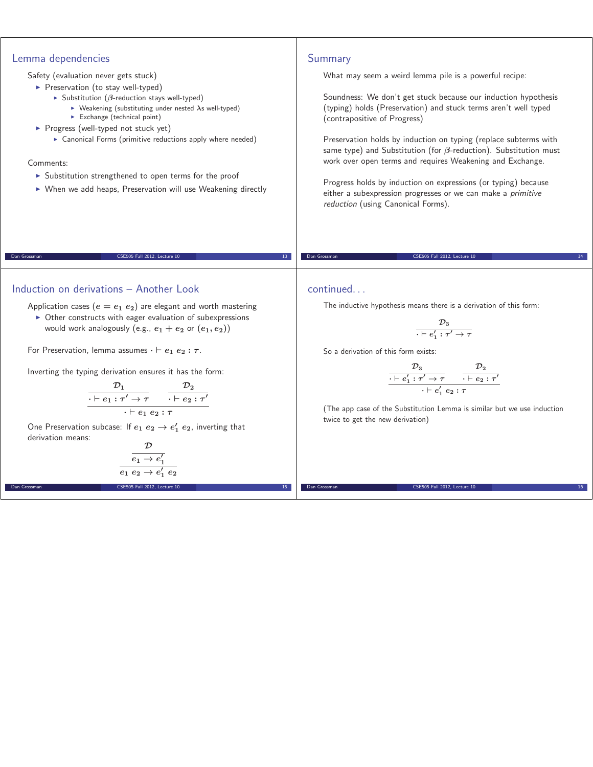## Lemma dependencies

Safety (evaluation never gets stuck)

- Preservation (to stay well-typed)
  - Substitution ($\beta$-reduction stays well-typed)
    - Weakening (substituting under nested $\lambda$s well-typed)
    - Exchange (technical point)
- Progress (well-typed not stuck yet)
  - Canonical Forms (primitive reductions apply where needed)

Comments:

- Substitution strengthened to open terms for the proof
- When we add heaps, Preservation will use Weakening directly

## Summary

What may seem a weird lemma pile is a powerful recipe:

Soundness: We don't get stuck because our induction hypothesis (typing) holds (Preservation) and stuck terms aren't well typed (contrapositive of Progress)

Preservation holds by induction on typing (replace subterms with same type) and Substitution (for $\beta$-reduction). Substitution must work over open terms and requires Weakening and Exchange.

Progress holds by induction on expressions (or typing) because either a subexpression progresses or we can make a *primitive reduction* (using Canonical Forms).

## Induction on derivations – Another Look

Application cases ($e = e_1\ e_2$) are elegant and worth mastering

- Other constructs with eager evaluation of subexpressions would work analogously (e.g., $e_1 + e_2$ or $(e_1, e_2)$)

For Preservation, lemma assumes $\cdot \vdash e_1\ e_2 : \tau$.

Inverting the typing derivation ensures it has the form:

$$\frac{\dfrac{\mathcal{D}_1}{\cdot \vdash e_1 : \tau' \to \tau} \qquad \dfrac{\mathcal{D}_2}{\cdot \vdash e_2 : \tau'}}{\cdot \vdash e_1\ e_2 : \tau}$$

One Preservation subcase: If $e_1\ e_2 \to e_1'\ e_2$, inverting that derivation means:

$$\frac{\dfrac{\mathcal{D}}{e_1 \to e_1'}}{e_1\ e_2 \to e_1'\ e_2}$$

## continued. . .

The inductive hypothesis means there is a derivation of this form:

$$\frac{\mathcal{D}_3}{\cdot \vdash e_1' : \tau' \to \tau}$$

So a derivation of this form exists:

$$\frac{\dfrac{\mathcal{D}_3}{\cdot \vdash e_1' : \tau' \to \tau} \qquad \dfrac{\mathcal{D}_2}{\cdot \vdash e_2 : \tau'}}{\cdot \vdash e_1'\ e_2 : \tau}$$

(The app case of the Substitution Lemma is similar but we use induction twice to get the new derivation)